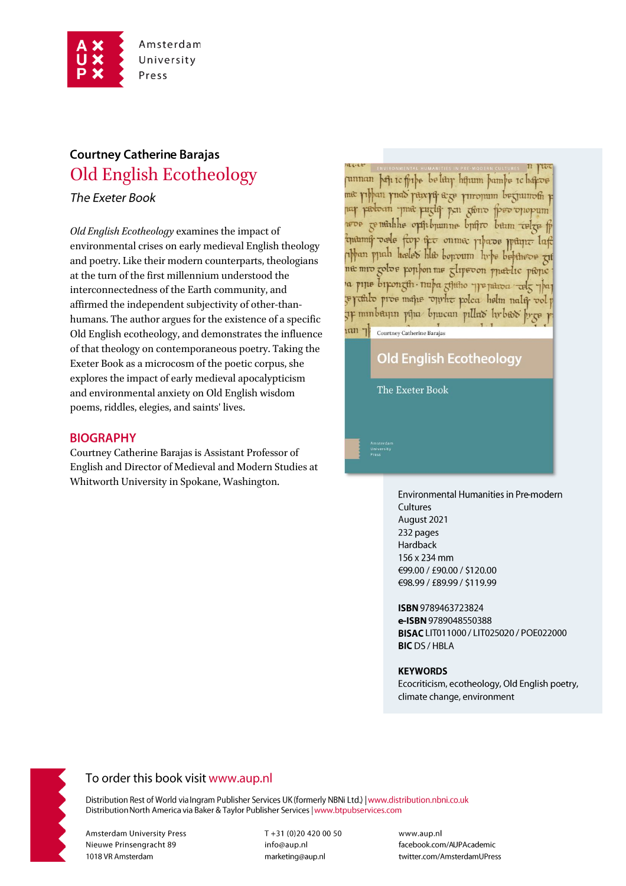Amsterdam University Press

Courtney Catherine Barajas

# Old English Ecotheology

*The Exeter Book*

*Old English Ecotheology* examines the impact of environmental crises on early medieval English theology and poetry. Like their modern counterparts, theologians at the turn of the first millennium understood the interconnectedness of the Earth community, and affirmed the independent subjectivity of other-than-humans. The author argues for the existence of a specific Old English ecotheology, and demonstrates the influence of that theology on contemporaneous poetry. Taking the Exeter Book as a microcosm of the poetic corpus, she explores the impact of early medieval apocalypticism and environmental anxiety on Old English wisdom poems, riddles, elegies, and saints' lives.

## BIOGRAPHY

Courtney Catherine Barajas is Assistant Professor of English and Director of Medieval and Modern Studies at Whitworth University in Spokane, Washington.

Environmental Humanities in Pre-modern Cultures
August 2021
232 pages
Hardback
156 x 234 mm
€99.00 / £90.00 / $120.00
€98.99 / £89.99 / $119.99

**ISBN** 9789463723824
**e-ISBN** 9789048550388
**BISAC** LIT011000 / LIT025020 / POE022000
**BIC** DS / HBLA

**KEYWORDS**
Ecocriticism, ecotheology, Old English poetry, climate change, environment

To order this book visit www.aup.nl

Distribution Rest of World via Ingram Publisher Services UK (formerly NBNi Ltd.) | www.distribution.nbni.co.uk
Distribution North America via Baker & Taylor Publisher Services | www.btpubservices.com

Amsterdam University Press
Nieuwe Prinsengracht 89
1018 VR Amsterdam

T +31 (0)20 420 00 50
info@aup.nl
marketing@aup.nl

www.aup.nl
facebook.com/AUPAcademic
twitter.com/AmsterdamUPress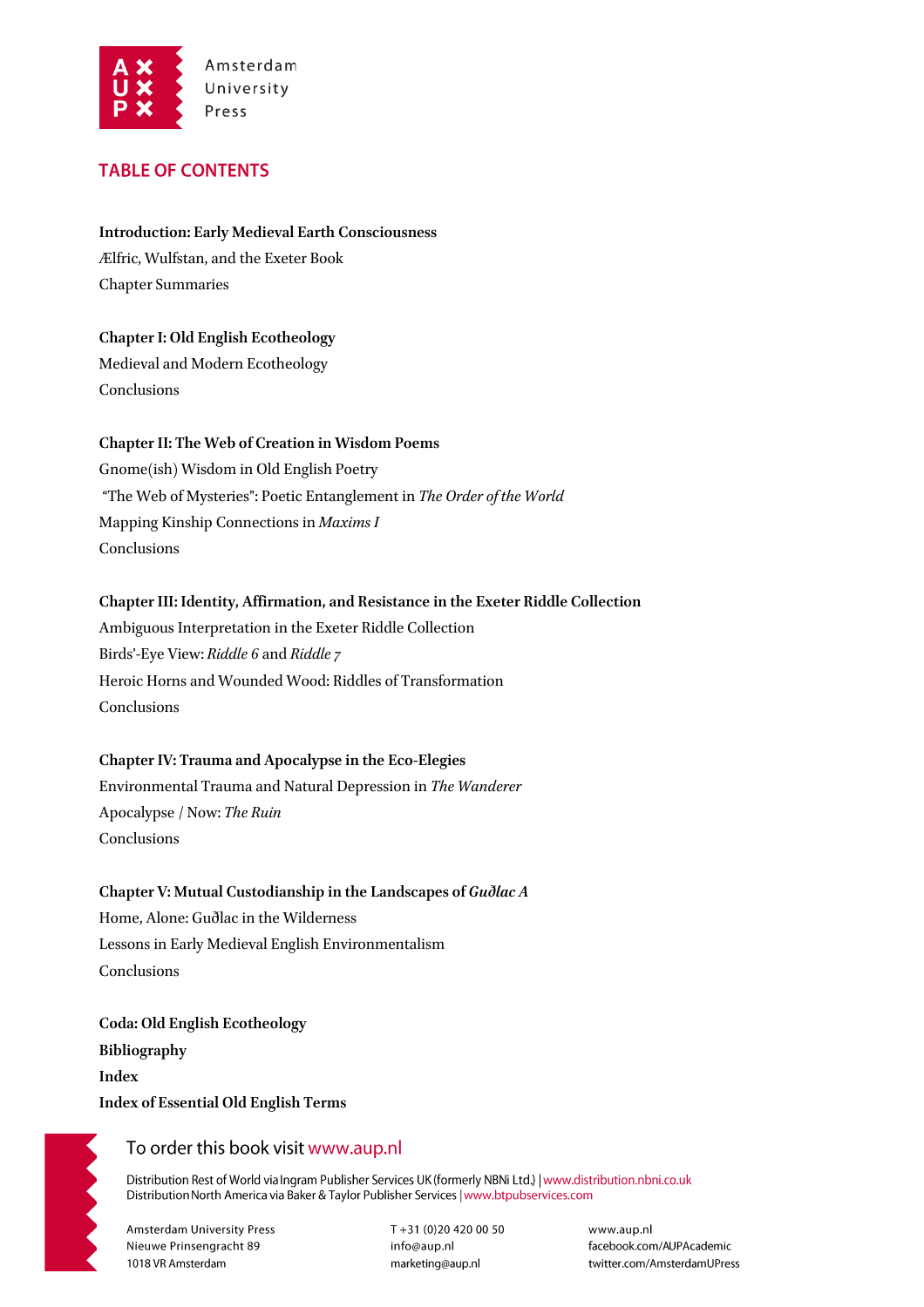Amsterdam University Press

## TABLE OF CONTENTS

**Introduction: Early Medieval Earth Consciousness**
Ælfric, Wulfstan, and the Exeter Book
Chapter Summaries

**Chapter I: Old English Ecotheology**
Medieval and Modern Ecotheology
Conclusions

**Chapter II: The Web of Creation in Wisdom Poems**
Gnome(ish) Wisdom in Old English Poetry
"The Web of Mysteries": Poetic Entanglement in *The Order of the World*
Mapping Kinship Connections in *Maxims I*
Conclusions

**Chapter III: Identity, Affirmation, and Resistance in the Exeter Riddle Collection**
Ambiguous Interpretation in the Exeter Riddle Collection
Birds'-Eye View: *Riddle 6* and *Riddle 7*
Heroic Horns and Wounded Wood: Riddles of Transformation
Conclusions

**Chapter IV: Trauma and Apocalypse in the Eco-Elegies**
Environmental Trauma and Natural Depression in *The Wanderer*
Apocalypse / Now: *The Ruin*
Conclusions

**Chapter V: Mutual Custodianship in the Landscapes of *Guðlac A***
Home, Alone: Guðlac in the Wilderness
Lessons in Early Medieval English Environmentalism
Conclusions

**Coda: Old English Ecotheology**
**Bibliography**
**Index**
**Index of Essential Old English Terms**

To order this book visit www.aup.nl

Distribution Rest of World via Ingram Publisher Services UK (formerly NBNi Ltd.) | www.distribution.nbni.co.uk
Distribution North America via Baker & Taylor Publisher Services | www.btpubservices.com

Amsterdam University Press
Nieuwe Prinsengracht 89
1018 VR Amsterdam

T +31 (0)20 420 00 50
info@aup.nl
marketing@aup.nl

www.aup.nl
facebook.com/AUPAcademic
twitter.com/AmsterdamUPress